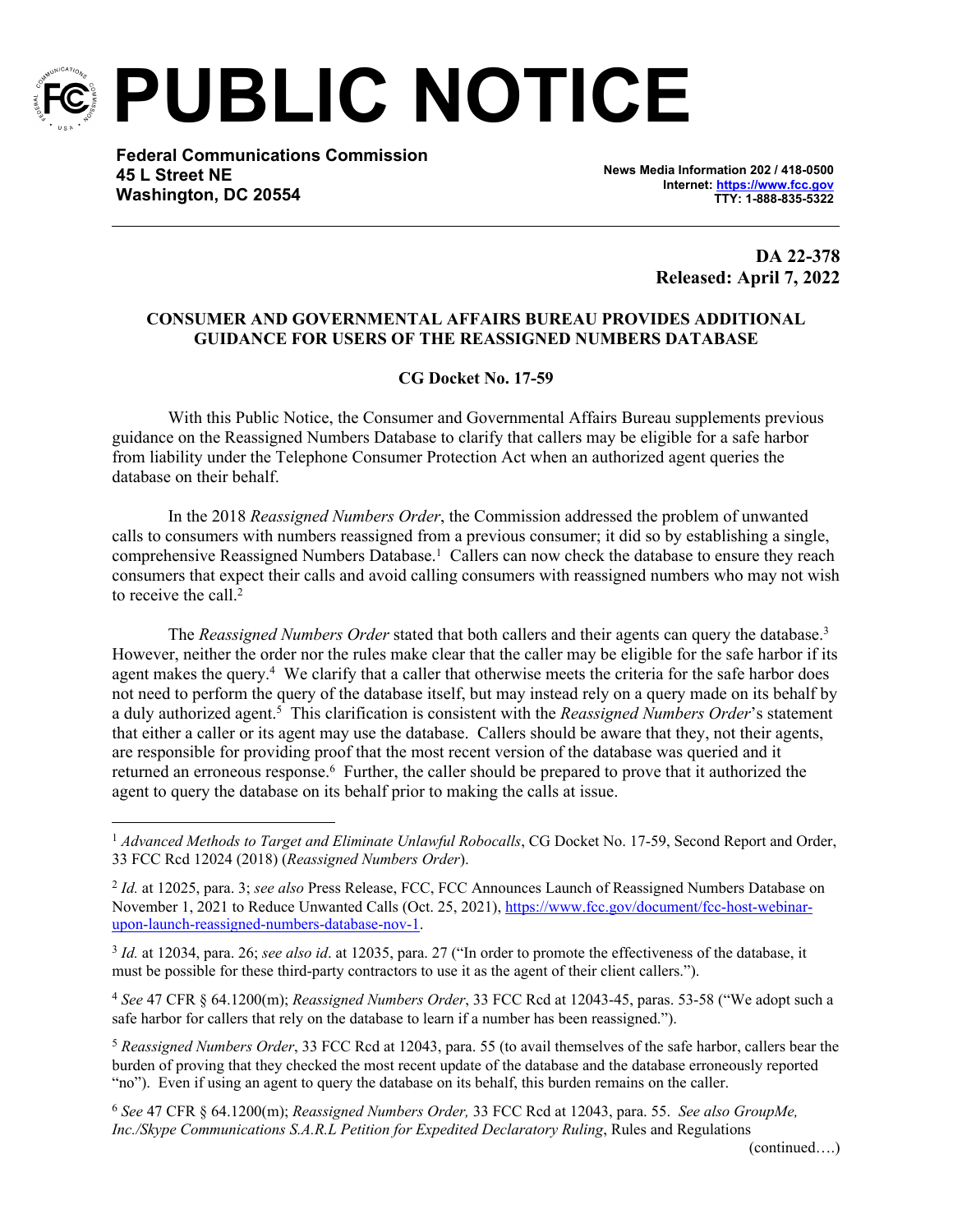# PUBLIC NOTICE

**Federal Communications Commission**
**45 L Street NE**
**Washington, DC 20554**

**News Media Information 202 / 418-0500**
**Internet: https://www.fcc.gov**
**TTY: 1-888-835-5322**

**DA 22-378**
**Released: April 7, 2022**

**CONSUMER AND GOVERNMENTAL AFFAIRS BUREAU PROVIDES ADDITIONAL GUIDANCE FOR USERS OF THE REASSIGNED NUMBERS DATABASE**

**CG Docket No. 17-59**

With this Public Notice, the Consumer and Governmental Affairs Bureau supplements previous guidance on the Reassigned Numbers Database to clarify that callers may be eligible for a safe harbor from liability under the Telephone Consumer Protection Act when an authorized agent queries the database on their behalf.

In the 2018 *Reassigned Numbers Order*, the Commission addressed the problem of unwanted calls to consumers with numbers reassigned from a previous consumer; it did so by establishing a single, comprehensive Reassigned Numbers Database.[1] Callers can now check the database to ensure they reach consumers that expect their calls and avoid calling consumers with reassigned numbers who may not wish to receive the call.[2]

The *Reassigned Numbers Order* stated that both callers and their agents can query the database.[3] However, neither the order nor the rules make clear that the caller may be eligible for the safe harbor if its agent makes the query.[4] We clarify that a caller that otherwise meets the criteria for the safe harbor does not need to perform the query of the database itself, but may instead rely on a query made on its behalf by a duly authorized agent.[5] This clarification is consistent with the *Reassigned Numbers Order*'s statement that either a caller or its agent may use the database. Callers should be aware that they, not their agents, are responsible for providing proof that the most recent version of the database was queried and it returned an erroneous response.[6] Further, the caller should be prepared to prove that it authorized the agent to query the database on its behalf prior to making the calls at issue.

---

[1] *Advanced Methods to Target and Eliminate Unlawful Robocalls*, CG Docket No. 17-59, Second Report and Order, 33 FCC Rcd 12024 (2018) (*Reassigned Numbers Order*).

[2] *Id.* at 12025, para. 3; *see also* Press Release, FCC, FCC Announces Launch of Reassigned Numbers Database on November 1, 2021 to Reduce Unwanted Calls (Oct. 25, 2021), https://www.fcc.gov/document/fcc-host-webinar-upon-launch-reassigned-numbers-database-nov-1.

[3] *Id.* at 12034, para. 26; *see also id*. at 12035, para. 27 ("In order to promote the effectiveness of the database, it must be possible for these third-party contractors to use it as the agent of their client callers.").

[4] *See* 47 CFR § 64.1200(m); *Reassigned Numbers Order*, 33 FCC Rcd at 12043-45, paras. 53-58 ("We adopt such a safe harbor for callers that rely on the database to learn if a number has been reassigned.").

[5] *Reassigned Numbers Order*, 33 FCC Rcd at 12043, para. 55 (to avail themselves of the safe harbor, callers bear the burden of proving that they checked the most recent update of the database and the database erroneously reported "no"). Even if using an agent to query the database on its behalf, this burden remains on the caller.

[6] *See* 47 CFR § 64.1200(m); *Reassigned Numbers Order,* 33 FCC Rcd at 12043, para. 55. *See also GroupMe, Inc./Skype Communications S.A.R.L Petition for Expedited Declaratory Ruling*, Rules and Regulations

(continued….)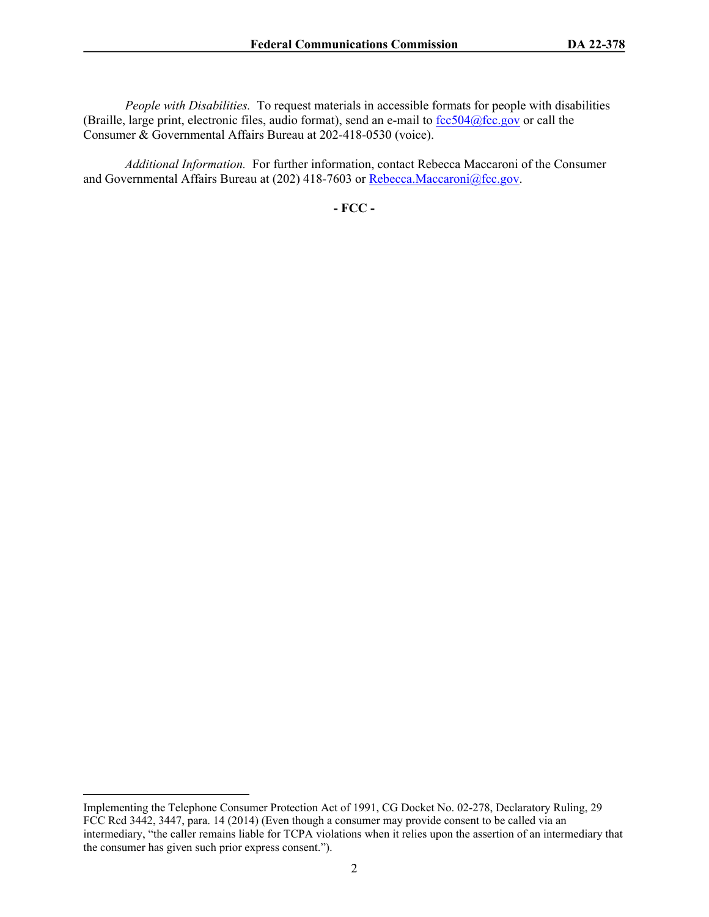*People with Disabilities.* To request materials in accessible formats for people with disabilities (Braille, large print, electronic files, audio format), send an e-mail to fcc504@fcc.gov or call the Consumer & Governmental Affairs Bureau at 202-418-0530 (voice).

*Additional Information.* For further information, contact Rebecca Maccaroni of the Consumer and Governmental Affairs Bureau at (202) 418-7603 or Rebecca.Maccaroni@fcc.gov.

**- FCC -**

---

Implementing the Telephone Consumer Protection Act of 1991, CG Docket No. 02-278, Declaratory Ruling, 29 FCC Rcd 3442, 3447, para. 14 (2014) (Even though a consumer may provide consent to be called via an intermediary, "the caller remains liable for TCPA violations when it relies upon the assertion of an intermediary that the consumer has given such prior express consent.").